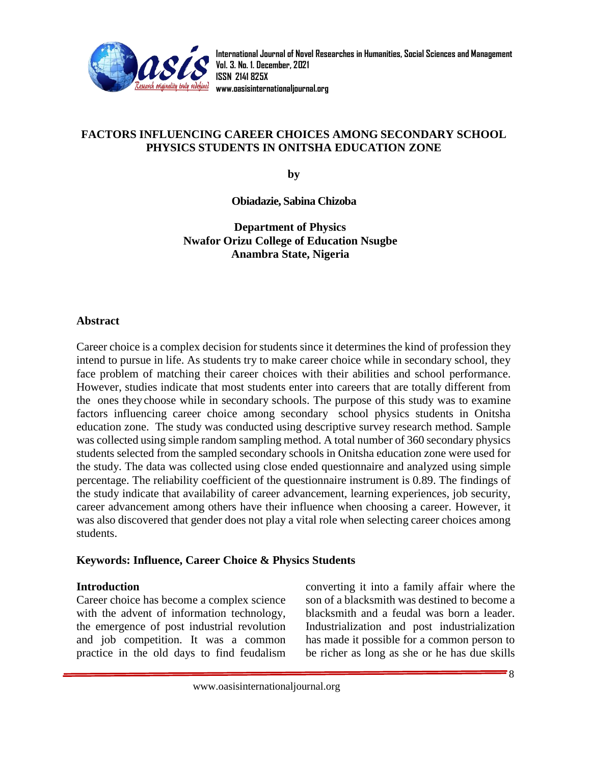# FACTORS INFLUENCING CAREER CHOICES AMONG SECONDARY SCHOOL PHYSICS STUDENTS IN ONITSHA EDUCATION ZONE

**by**

**Obiadazie, Sabina Chizoba**

**Department of Physics**
**Nwafor Orizu College of Education Nsugbe**
**Anambra State, Nigeria**

## Abstract

Career choice is a complex decision for students since it determines the kind of profession they intend to pursue in life. As students try to make career choice while in secondary school, they face problem of matching their career choices with their abilities and school performance. However, studies indicate that most students enter into careers that are totally different from the ones they choose while in secondary schools. The purpose of this study was to examine factors influencing career choice among secondary school physics students in Onitsha education zone. The study was conducted using descriptive survey research method. Sample was collected using simple random sampling method. A total number of 360 secondary physics students selected from the sampled secondary schools in Onitsha education zone were used for the study. The data was collected using close ended questionnaire and analyzed using simple percentage. The reliability coefficient of the questionnaire instrument is 0.89. The findings of the study indicate that availability of career advancement, learning experiences, job security, career advancement among others have their influence when choosing a career. However, it was also discovered that gender does not play a vital role when selecting career choices among students.

**Keywords: Influence, Career Choice & Physics Students**

## Introduction

Career choice has become a complex science with the advent of information technology, the emergence of post industrial revolution and job competition. It was a common practice in the old days to find feudalism converting it into a family affair where the son of a blacksmith was destined to become a blacksmith and a feudal was born a leader. Industrialization and post industrialization has made it possible for a common person to be richer as long as she or he has due skills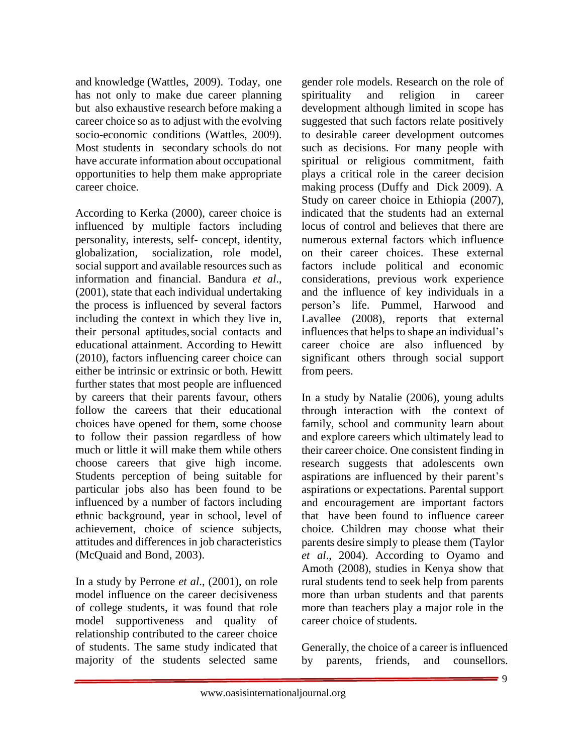and knowledge (Wattles, 2009). Today, one has not only to make due career planning but also exhaustive research before making a career choice so as to adjust with the evolving socio-economic conditions (Wattles, 2009). Most students in secondary schools do not have accurate information about occupational opportunities to help them make appropriate career choice.

According to Kerka (2000), career choice is influenced by multiple factors including personality, interests, self- concept, identity, globalization, socialization, role model, social support and available resources such as information and financial. Bandura *et al*., (2001), state that each individual undertaking the process is influenced by several factors including the context in which they live in, their personal aptitudes, social contacts and educational attainment. According to Hewitt (2010), factors influencing career choice can either be intrinsic or extrinsic or both. Hewitt further states that most people are influenced by careers that their parents favour, others follow the careers that their educational choices have opened for them, some choose to follow their passion regardless of how much or little it will make them while others choose careers that give high income. Students perception of being suitable for particular jobs also has been found to be influenced by a number of factors including ethnic background, year in school, level of achievement, choice of science subjects, attitudes and differences in job characteristics (McQuaid and Bond, 2003).

In a study by Perrone *et al*., (2001), on role model influence on the career decisiveness of college students, it was found that role model supportiveness and quality of relationship contributed to the career choice of students. The same study indicated that majority of the students selected same gender role models. Research on the role of spirituality and religion in career development although limited in scope has suggested that such factors relate positively to desirable career development outcomes such as decisions. For many people with spiritual or religious commitment, faith plays a critical role in the career decision making process (Duffy and Dick 2009). A Study on career choice in Ethiopia (2007), indicated that the students had an external locus of control and believes that there are numerous external factors which influence on their career choices. These external factors include political and economic considerations, previous work experience and the influence of key individuals in a person's life. Pummel, Harwood and Lavallee (2008), reports that external influences that helps to shape an individual's career choice are also influenced by significant others through social support from peers.

In a study by Natalie (2006), young adults through interaction with the context of family, school and community learn about and explore careers which ultimately lead to their career choice. One consistent finding in research suggests that adolescents own aspirations are influenced by their parent's aspirations or expectations. Parental support and encouragement are important factors that have been found to influence career choice. Children may choose what their parents desire simply to please them (Taylor *et al*., 2004). According to Oyamo and Amoth (2008), studies in Kenya show that rural students tend to seek help from parents more than urban students and that parents more than teachers play a major role in the career choice of students.

Generally, the choice of a career is influenced by parents, friends, and counsellors.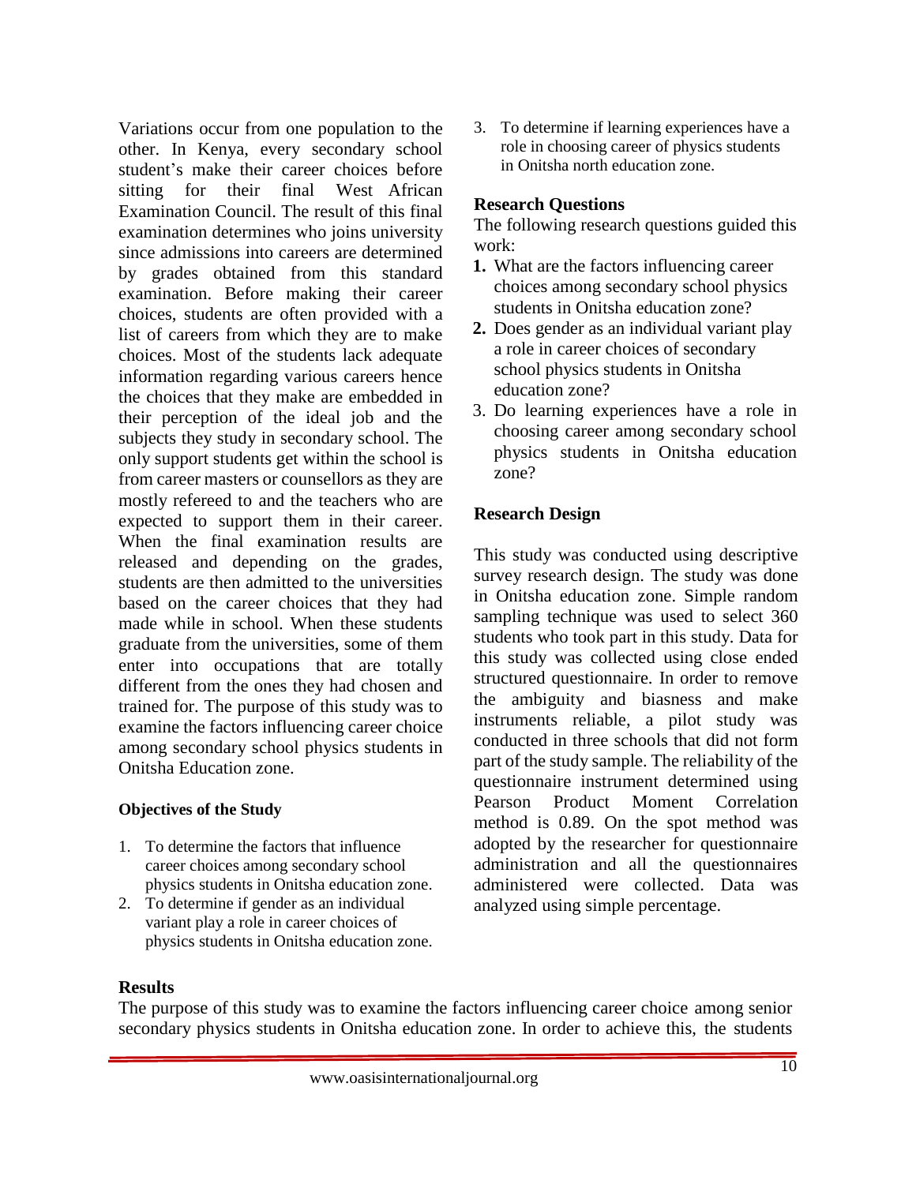Variations occur from one population to the other. In Kenya, every secondary school student's make their career choices before sitting for their final West African Examination Council. The result of this final examination determines who joins university since admissions into careers are determined by grades obtained from this standard examination. Before making their career choices, students are often provided with a list of careers from which they are to make choices. Most of the students lack adequate information regarding various careers hence the choices that they make are embedded in their perception of the ideal job and the subjects they study in secondary school. The only support students get within the school is from career masters or counsellors as they are mostly refereed to and the teachers who are expected to support them in their career. When the final examination results are released and depending on the grades, students are then admitted to the universities based on the career choices that they had made while in school. When these students graduate from the universities, some of them enter into occupations that are totally different from the ones they had chosen and trained for. The purpose of this study was to examine the factors influencing career choice among secondary school physics students in Onitsha Education zone.

### Objectives of the Study

1. To determine the factors that influence career choices among secondary school physics students in Onitsha education zone.
2. To determine if gender as an individual variant play a role in career choices of physics students in Onitsha education zone.
3. To determine if learning experiences have a role in choosing career of physics students in Onitsha north education zone.

### Research Questions

The following research questions guided this work:

1. What are the factors influencing career choices among secondary school physics students in Onitsha education zone?
2. Does gender as an individual variant play a role in career choices of secondary school physics students in Onitsha education zone?
3. Do learning experiences have a role in choosing career among secondary school physics students in Onitsha education zone?

### Research Design

This study was conducted using descriptive survey research design. The study was done in Onitsha education zone. Simple random sampling technique was used to select 360 students who took part in this study. Data for this study was collected using close ended structured questionnaire. In order to remove the ambiguity and biasness and make instruments reliable, a pilot study was conducted in three schools that did not form part of the study sample. The reliability of the questionnaire instrument determined using Pearson Product Moment Correlation method is 0.89. On the spot method was adopted by the researcher for questionnaire administration and all the questionnaires administered were collected. Data was analyzed using simple percentage.

### Results

The purpose of this study was to examine the factors influencing career choice among senior secondary physics students in Onitsha education zone. In order to achieve this, the students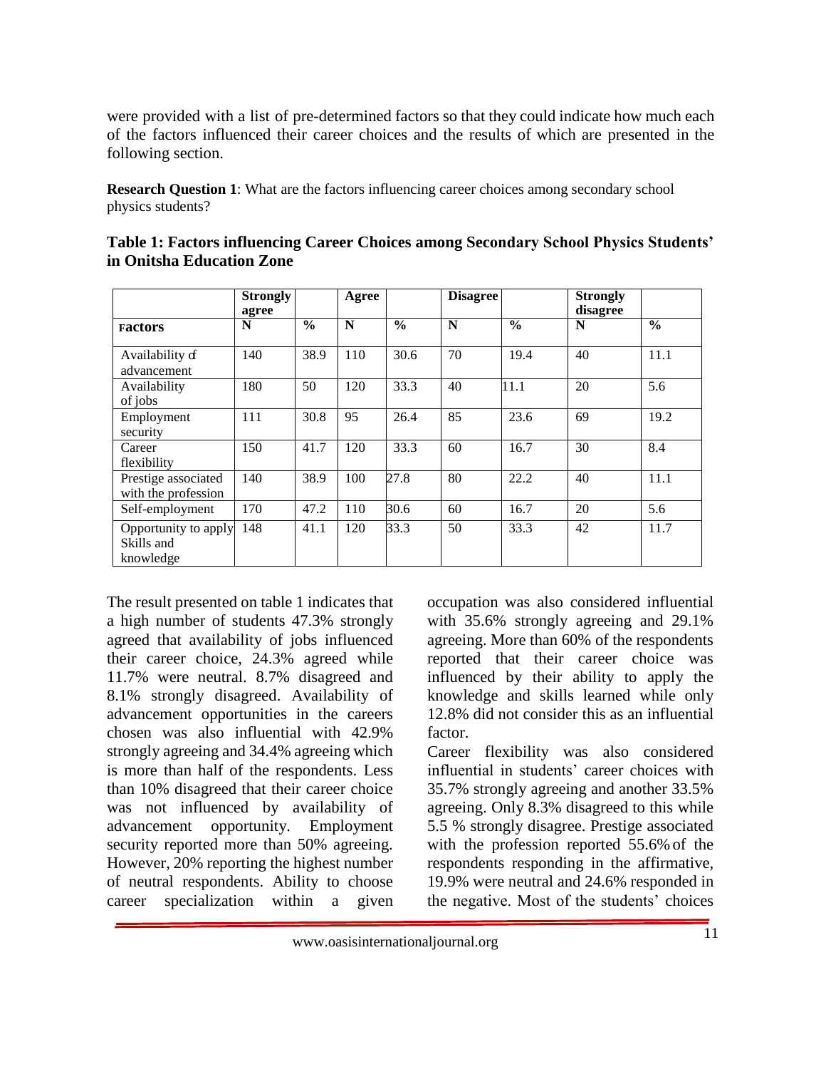were provided with a list of pre-determined factors so that they could indicate how much each of the factors influenced their career choices and the results of which are presented in the following section.

**Research Question 1**: What are the factors influencing career choices among secondary school physics students?

**Table 1: Factors influencing Career Choices among Secondary School Physics Students' in Onitsha Education Zone**

| | **Strongly agree** | | **Agree** | | **Disagree** | | **Strongly disagree** | |
|---|---|---|---|---|---|---|---|---|
| **Factors** | **N** | **%** | **N** | **%** | **N** | **%** | **N** | **%** |
| Availability of advancement | 140 | 38.9 | 110 | 30.6 | 70 | 19.4 | 40 | 11.1 |
| Availability of jobs | 180 | 50 | 120 | 33.3 | 40 | 11.1 | 20 | 5.6 |
| Employment security | 111 | 30.8 | 95 | 26.4 | 85 | 23.6 | 69 | 19.2 |
| Career flexibility | 150 | 41.7 | 120 | 33.3 | 60 | 16.7 | 30 | 8.4 |
| Prestige associated with the profession | 140 | 38.9 | 100 | 27.8 | 80 | 22.2 | 40 | 11.1 |
| Self-employment | 170 | 47.2 | 110 | 30.6 | 60 | 16.7 | 20 | 5.6 |
| Opportunity to apply Skills and knowledge | 148 | 41.1 | 120 | 33.3 | 50 | 33.3 | 42 | 11.7 |

The result presented on table 1 indicates that a high number of students 47.3% strongly agreed that availability of jobs influenced their career choice, 24.3% agreed while 11.7% were neutral. 8.7% disagreed and 8.1% strongly disagreed. Availability of advancement opportunities in the careers chosen was also influential with 42.9% strongly agreeing and 34.4% agreeing which is more than half of the respondents. Less than 10% disagreed that their career choice was not influenced by availability of advancement opportunity. Employment security reported more than 50% agreeing. However, 20% reporting the highest number of neutral respondents. Ability to choose career specialization within a given occupation was also considered influential with 35.6% strongly agreeing and 29.1% agreeing. More than 60% of the respondents reported that their career choice was influenced by their ability to apply the knowledge and skills learned while only 12.8% did not consider this as an influential factor.

Career flexibility was also considered influential in students' career choices with 35.7% strongly agreeing and another 33.5% agreeing. Only 8.3% disagreed to this while 5.5 % strongly disagree. Prestige associated with the profession reported 55.6% of the respondents responding in the affirmative, 19.9% were neutral and 24.6% responded in the negative. Most of the students' choices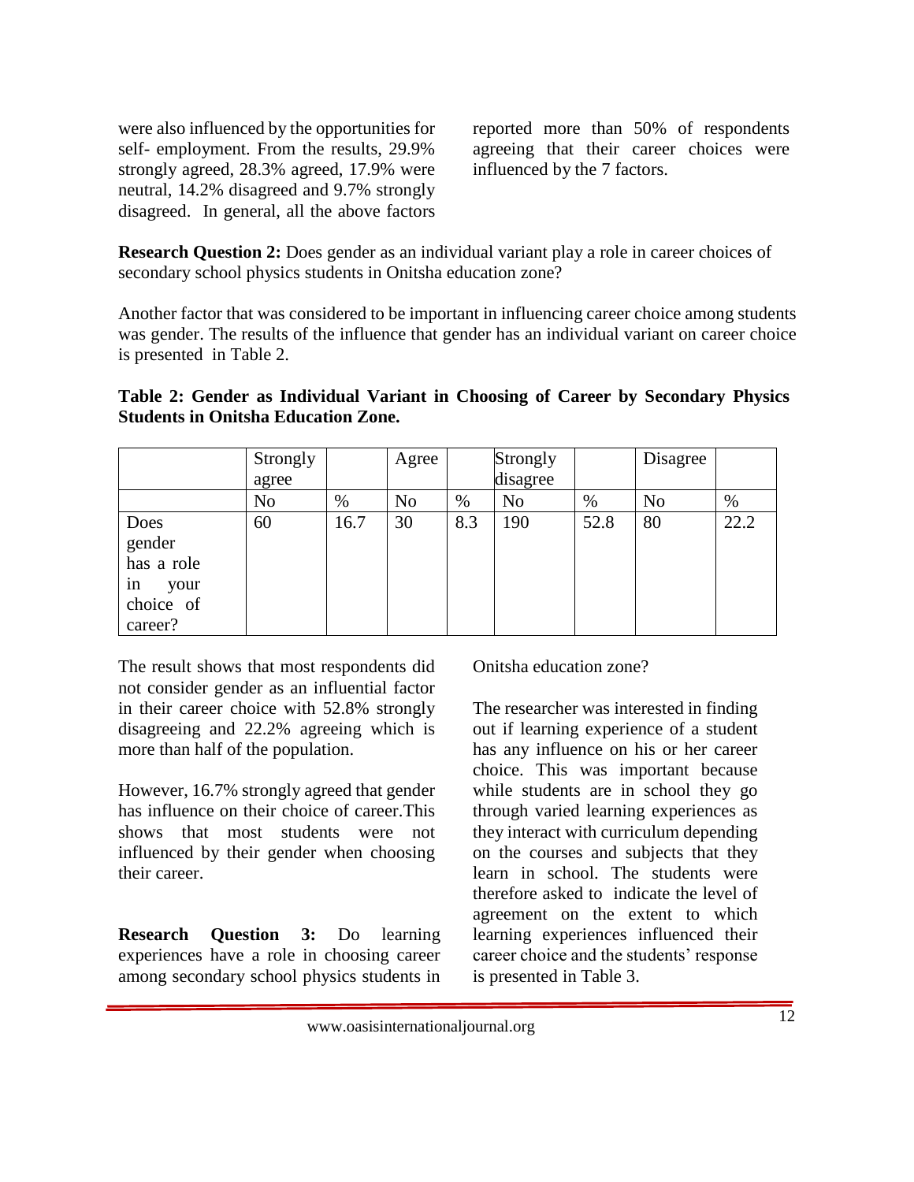were also influenced by the opportunities for self- employment. From the results, 29.9% strongly agreed, 28.3% agreed, 17.9% were neutral, 14.2% disagreed and 9.7% strongly disagreed. In general, all the above factors reported more than 50% of respondents agreeing that their career choices were influenced by the 7 factors.

**Research Question 2:** Does gender as an individual variant play a role in career choices of secondary school physics students in Onitsha education zone?

Another factor that was considered to be important in influencing career choice among students was gender. The results of the influence that gender has an individual variant on career choice is presented in Table 2.

**Table 2: Gender as Individual Variant in Choosing of Career by Secondary Physics Students in Onitsha Education Zone.**

| | Strongly agree | | Agree | | Strongly disagree | | Disagree | |
|---|---|---|---|---|---|---|---|---|
| | No | % | No | % | No | % | No | % |
| Does gender has a role in your choice of career? | 60 | 16.7 | 30 | 8.3 | 190 | 52.8 | 80 | 22.2 |

The result shows that most respondents did not consider gender as an influential factor in their career choice with 52.8% strongly disagreeing and 22.2% agreeing which is more than half of the population.

However, 16.7% strongly agreed that gender has influence on their choice of career.This shows that most students were not influenced by their gender when choosing their career.

**Research Question 3:** Do learning experiences have a role in choosing career among secondary school physics students in Onitsha education zone?

The researcher was interested in finding out if learning experience of a student has any influence on his or her career choice. This was important because while students are in school they go through varied learning experiences as they interact with curriculum depending on the courses and subjects that they learn in school. The students were therefore asked to indicate the level of agreement on the extent to which learning experiences influenced their career choice and the students' response is presented in Table 3.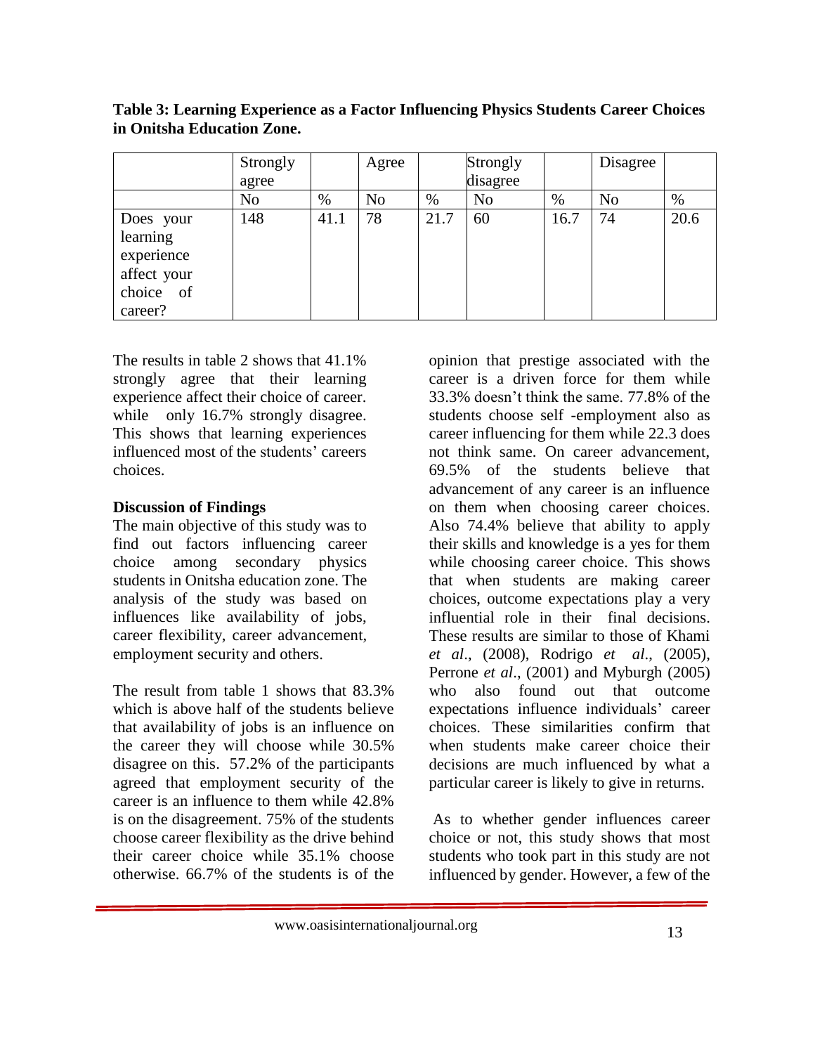**Table 3: Learning Experience as a Factor Influencing Physics Students Career Choices in Onitsha Education Zone.**

| | Strongly agree | | Agree | | Strongly disagree | | Disagree | |
|---|---|---|---|---|---|---|---|---|
| | No | % | No | % | No | % | No | % |
| Does your learning experience affect your choice of career? | 148 | 41.1 | 78 | 21.7 | 60 | 16.7 | 74 | 20.6 |

The results in table 2 shows that 41.1% strongly agree that their learning experience affect their choice of career. while only 16.7% strongly disagree. This shows that learning experiences influenced most of the students' careers choices.

**Discussion of Findings**

The main objective of this study was to find out factors influencing career choice among secondary physics students in Onitsha education zone. The analysis of the study was based on influences like availability of jobs, career flexibility, career advancement, employment security and others.

The result from table 1 shows that 83.3% which is above half of the students believe that availability of jobs is an influence on the career they will choose while 30.5% disagree on this. 57.2% of the participants agreed that employment security of the career is an influence to them while 42.8% is on the disagreement. 75% of the students choose career flexibility as the drive behind their career choice while 35.1% choose otherwise. 66.7% of the students is of the opinion that prestige associated with the career is a driven force for them while 33.3% doesn't think the same. 77.8% of the students choose self -employment also as career influencing for them while 22.3 does not think same. On career advancement, 69.5% of the students believe that advancement of any career is an influence on them when choosing career choices. Also 74.4% believe that ability to apply their skills and knowledge is a yes for them while choosing career choice. This shows that when students are making career choices, outcome expectations play a very influential role in their final decisions. These results are similar to those of Khami *et al*., (2008), Rodrigo *et al*., (2005), Perrone *et al*., (2001) and Myburgh (2005) who also found out that outcome expectations influence individuals' career choices. These similarities confirm that when students make career choice their decisions are much influenced by what a particular career is likely to give in returns.

As to whether gender influences career choice or not, this study shows that most students who took part in this study are not influenced by gender. However, a few of the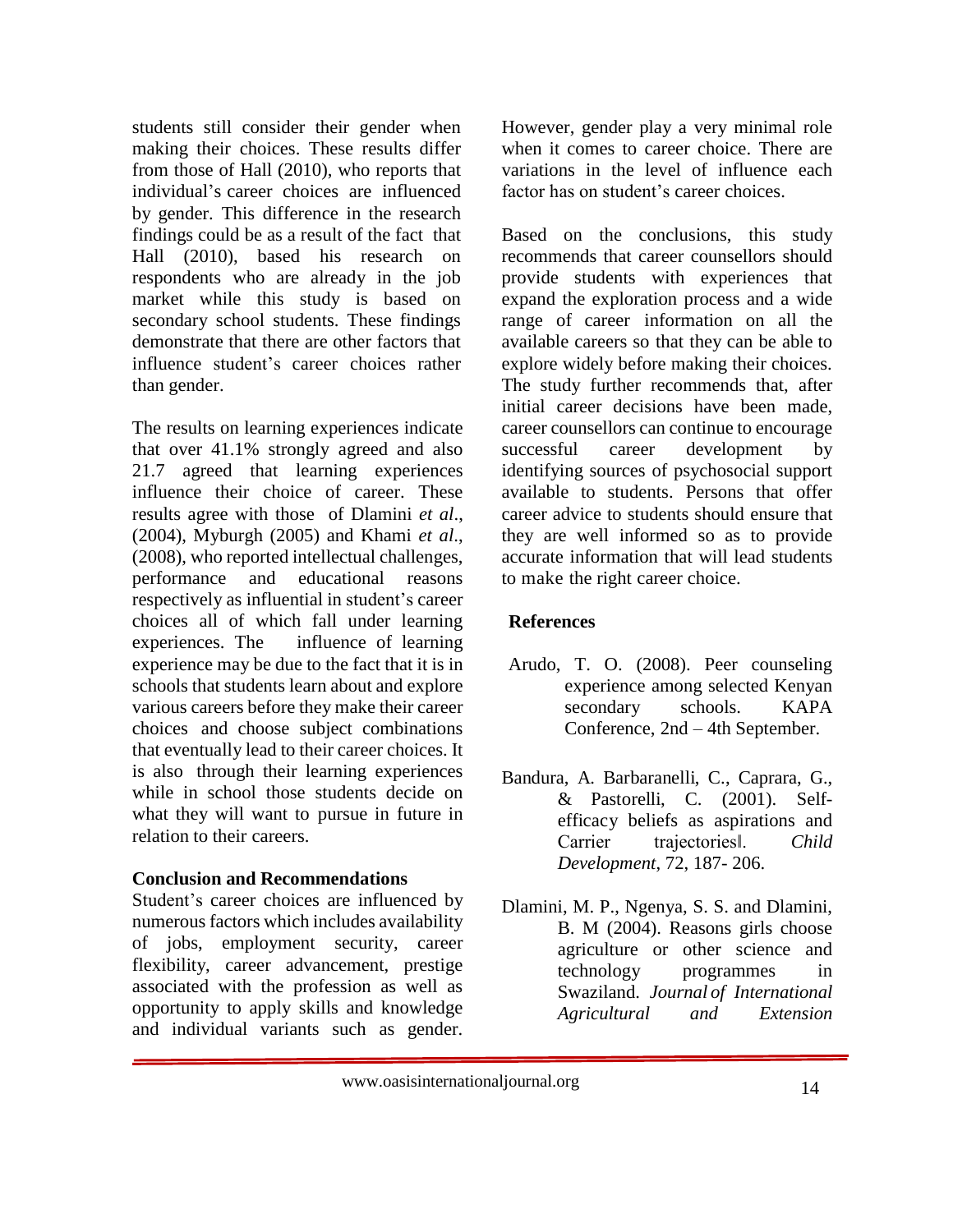students still consider their gender when making their choices. These results differ from those of Hall (2010), who reports that individual's career choices are influenced by gender. This difference in the research findings could be as a result of the fact that Hall (2010), based his research on respondents who are already in the job market while this study is based on secondary school students. These findings demonstrate that there are other factors that influence student's career choices rather than gender.

The results on learning experiences indicate that over 41.1% strongly agreed and also 21.7 agreed that learning experiences influence their choice of career. These results agree with those of Dlamini *et al*., (2004), Myburgh (2005) and Khami *et al*., (2008), who reported intellectual challenges, performance and educational reasons respectively as influential in student's career choices all of which fall under learning experiences. The influence of learning experience may be due to the fact that it is in schools that students learn about and explore various careers before they make their career choices and choose subject combinations that eventually lead to their career choices. It is also through their learning experiences while in school those students decide on what they will want to pursue in future in relation to their careers.

**Conclusion and Recommendations**

Student's career choices are influenced by numerous factors which includes availability of jobs, employment security, career flexibility, career advancement, prestige associated with the profession as well as opportunity to apply skills and knowledge and individual variants such as gender. However, gender play a very minimal role when it comes to career choice. There are variations in the level of influence each factor has on student's career choices.

Based on the conclusions, this study recommends that career counsellors should provide students with experiences that expand the exploration process and a wide range of career information on all the available careers so that they can be able to explore widely before making their choices. The study further recommends that, after initial career decisions have been made, career counsellors can continue to encourage successful career development by identifying sources of psychosocial support available to students. Persons that offer career advice to students should ensure that they are well informed so as to provide accurate information that will lead students to make the right career choice.

**References**

Arudo, T. O. (2008). Peer counseling experience among selected Kenyan secondary schools. KAPA Conference, 2nd – 4th September.

Bandura, A. Barbaranelli, C., Caprara, G., & Pastorelli, C. (2001). Self-efficacy beliefs as aspirations and Carrier trajectories‖. *Child Development*, 72, 187- 206.

Dlamini, M. P., Ngenya, S. S. and Dlamini, B. M (2004). Reasons girls choose agriculture or other science and technology programmes in Swaziland. *Journal of International Agricultural and Extension*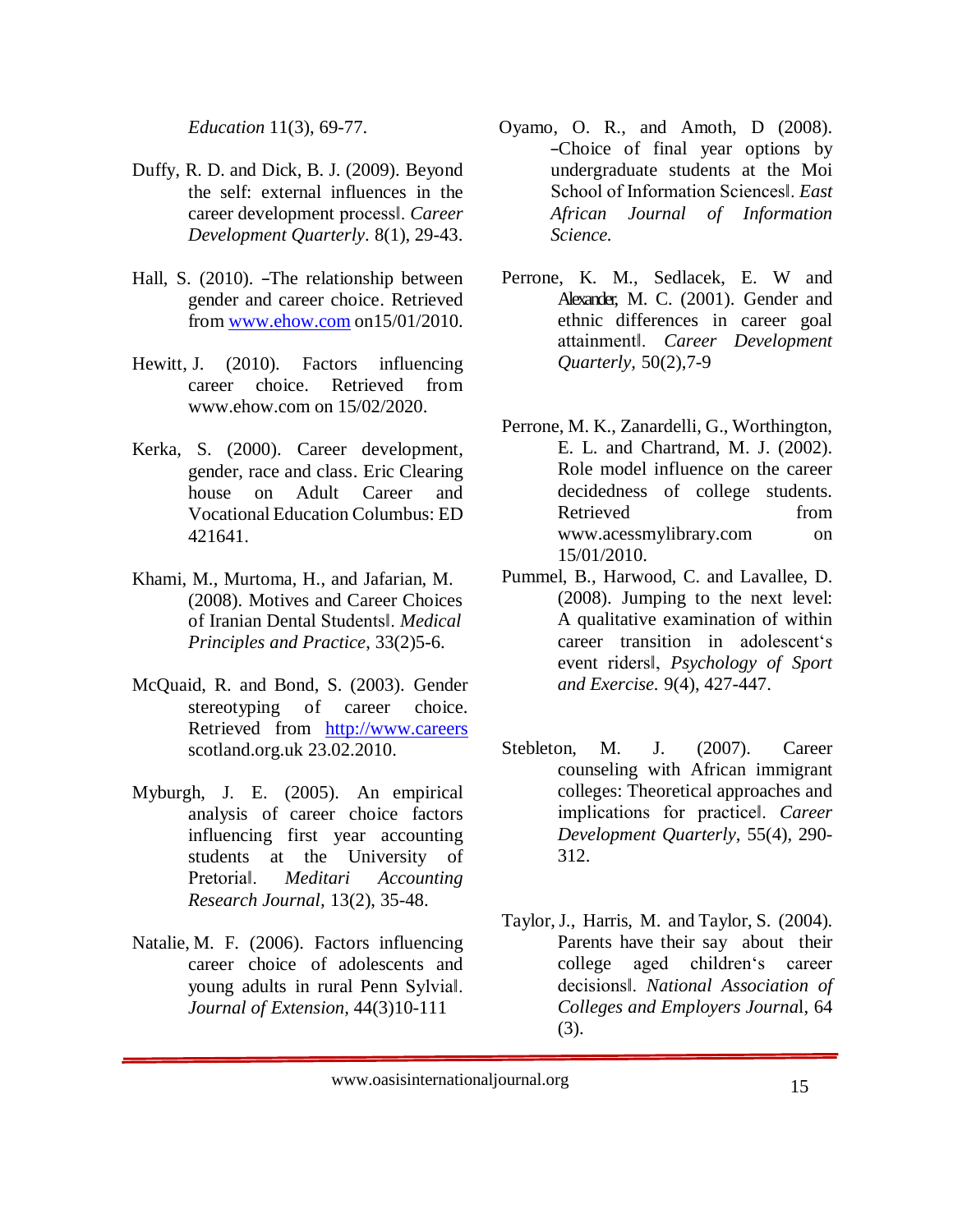*Education* 11(3), 69-77.

Duffy, R. D. and Dick, B. J. (2009). Beyond the self: external influences in the career development process‖. *Career Development Quarterly*. 8(1), 29-43.

Hall, S. (2010). ―The relationship between gender and career choice. Retrieved from www.ehow.com on15/01/2010.

Hewitt, J. (2010). Factors influencing career choice. Retrieved from www.ehow.com on 15/02/2020.

Kerka, S. (2000). Career development, gender, race and class. Eric Clearing house on Adult Career and Vocational Education Columbus: ED 421641.

Khami, M., Murtoma, H., and Jafarian, M. (2008). Motives and Career Choices of Iranian Dental Students‖. *Medical Principles and Practice*, 33(2)5-6.

McQuaid, R. and Bond, S. (2003). Gender stereotyping of career choice. Retrieved from http://www.careers scotland.org.uk 23.02.2010.

Myburgh, J. E. (2005). An empirical analysis of career choice factors influencing first year accounting students at the University of Pretoria‖. *Meditari Accounting Research Journal*, 13(2), 35-48.

Natalie, M. F. (2006). Factors influencing career choice of adolescents and young adults in rural Penn Sylvia‖. *Journal of Extension*, 44(3)10-111

Oyamo, O. R., and Amoth, D (2008). ―Choice of final year options by undergraduate students at the Moi School of Information Sciences‖. *East African Journal of Information Science.*

Perrone, K. M., Sedlacek, E. W and Alexander, M. C. (2001). Gender and ethnic differences in career goal attainment‖. *Career Development Quarterly*, 50(2),7-9

Perrone, M. K., Zanardelli, G., Worthington, E. L. and Chartrand, M. J. (2002). Role model influence on the career decidedness of college students. Retrieved from www.acessmylibrary.com on 15/01/2010.

Pummel, B., Harwood, C. and Lavallee, D. (2008). Jumping to the next level: A qualitative examination of within career transition in adolescent's event riders‖, *Psychology of Sport and Exercise.* 9(4), 427-447.

Stebleton, M. J. (2007). Career counseling with African immigrant colleges: Theoretical approaches and implications for practice‖. *Career Development Quarterly*, 55(4), 290-312.

Taylor, J., Harris, M. and Taylor, S. (2004). Parents have their say about their college aged children's career decisions‖. *National Association of Colleges and Employers Journa*l, 64 (3).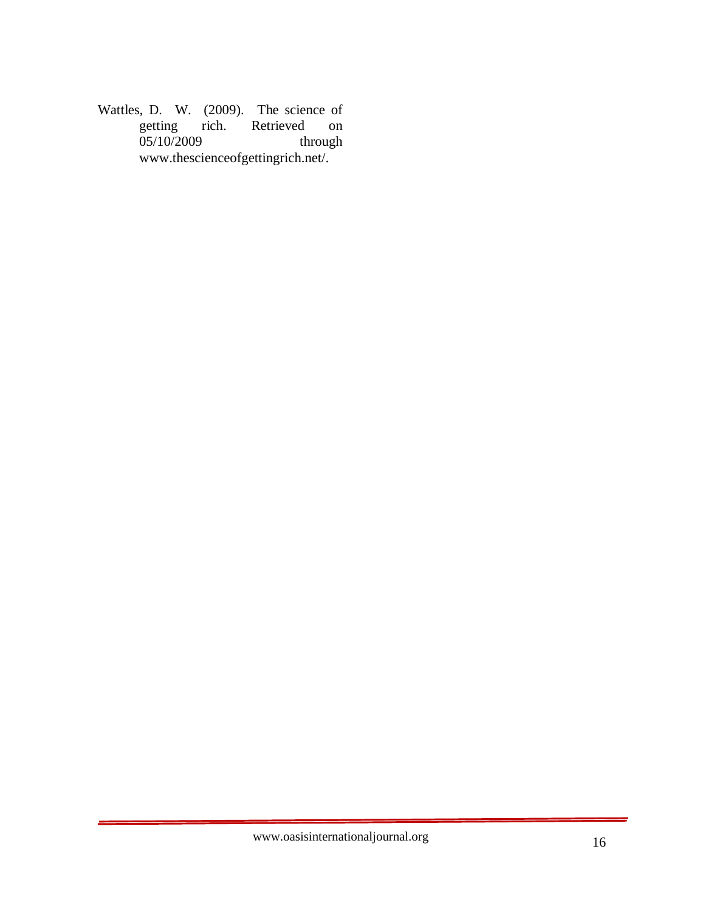Wattles, D. W. (2009). The science of getting rich. Retrieved on 05/10/2009 through www.thescienceofgettingrich.net/.